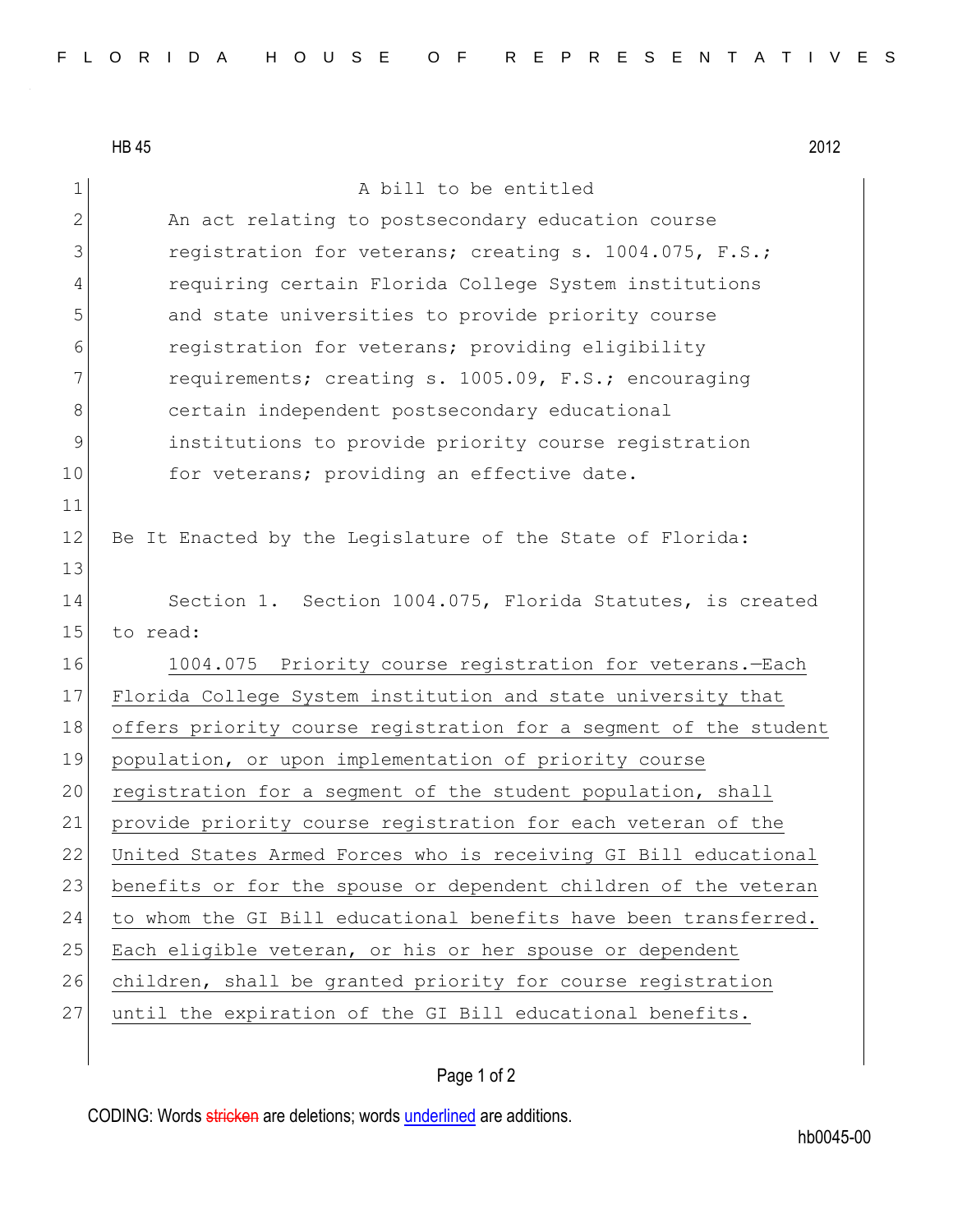HB 45 2012

A bill to be entitled

An act relating to postsecondary education course registration for veterans; creating s. 1004.075, F.S.; requiring certain Florida College System institutions and state universities to provide priority course registration for veterans; providing eligibility requirements; creating s. 1005.09, F.S.; encouraging certain independent postsecondary educational institutions to provide priority course registration for veterans; providing an effective date.

Be It Enacted by the Legislature of the State of Florida:

Section 1. Section 1004.075, Florida Statutes, is created to read:

1004.075 Priority course registration for veterans.—Each Florida College System institution and state university that offers priority course registration for a segment of the student population, or upon implementation of priority course registration for a segment of the student population, shall provide priority course registration for each veteran of the United States Armed Forces who is receiving GI Bill educational benefits or for the spouse or dependent children of the veteran to whom the GI Bill educational benefits have been transferred. Each eligible veteran, or his or her spouse or dependent children, shall be granted priority for course registration until the expiration of the GI Bill educational benefits.

CODING: Words ~~stricken~~ are deletions; words underlined are additions.

hb0045-00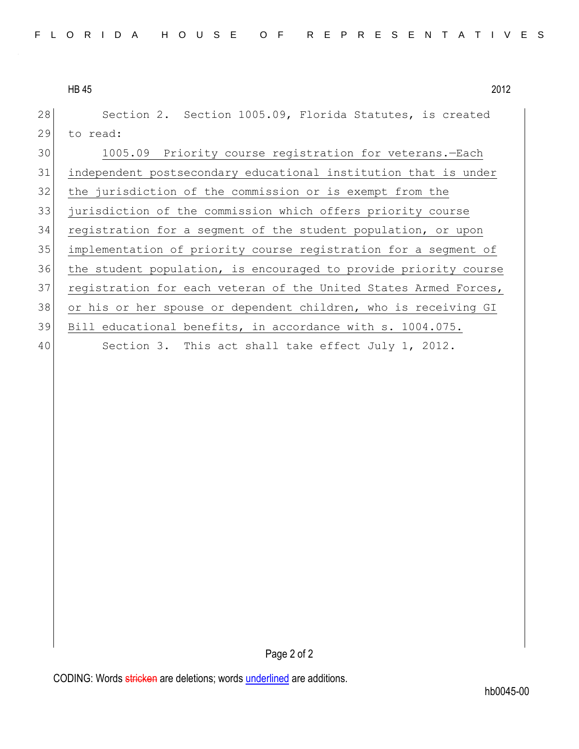28 Section 2. Section 1005.09, Florida Statutes, is created
29 to read:
30 1005.09 Priority course registration for veterans.—Each
31 independent postsecondary educational institution that is under
32 the jurisdiction of the commission or is exempt from the
33 jurisdiction of the commission which offers priority course
34 registration for a segment of the student population, or upon
35 implementation of priority course registration for a segment of
36 the student population, is encouraged to provide priority course
37 registration for each veteran of the United States Armed Forces,
38 or his or her spouse or dependent children, who is receiving GI
39 Bill educational benefits, in accordance with s. 1004.075.
40 Section 3. This act shall take effect July 1, 2012.

CODING: Words stricken are deletions; words underlined are additions.